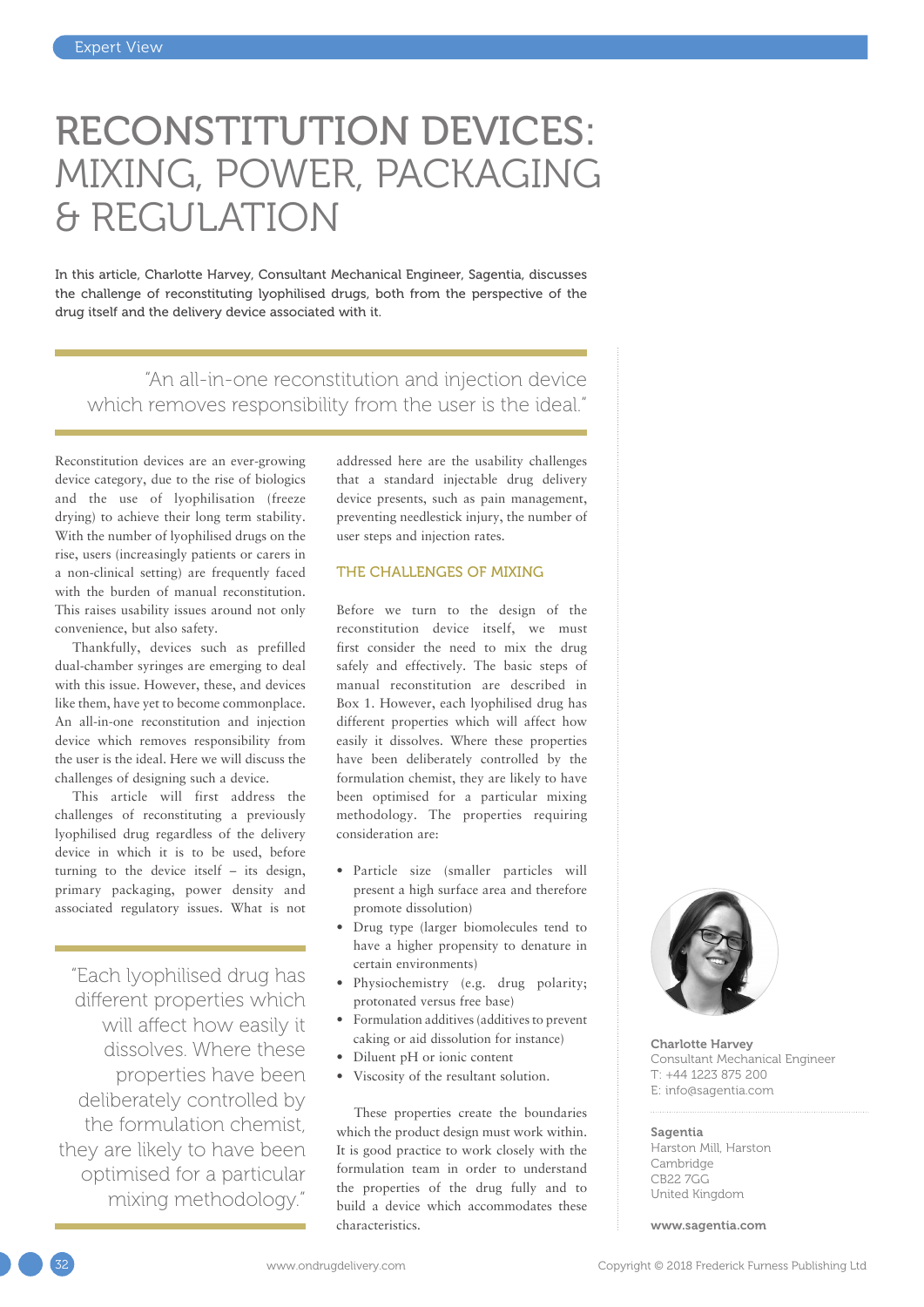# RECONSTITUTION DEVICES: MIXING, POWER, PACKAGING & REGULATION

In this article, Charlotte Harvey, Consultant Mechanical Engineer, Sagentia, discusses the challenge of reconstituting lyophilised drugs, both from the perspective of the drug itself and the delivery device associated with it.

> "An all-in-one reconstitution and injection device which removes responsibility from the user is the ideal."

Reconstitution devices are an ever-growing device category, due to the rise of biologics and the use of lyophilisation (freeze drying) to achieve their long term stability. With the number of lyophilised drugs on the rise, users (increasingly patients or carers in a non-clinical setting) are frequently faced with the burden of manual reconstitution. This raises usability issues around not only convenience, but also safety.

Thankfully, devices such as prefilled dual-chamber syringes are emerging to deal with this issue. However, these, and devices like them, have yet to become commonplace. An all-in-one reconstitution and injection device which removes responsibility from the user is the ideal. Here we will discuss the challenges of designing such a device.

This article will first address the challenges of reconstituting a previously lyophilised drug regardless of the delivery device in which it is to be used, before turning to the device itself – its design, primary packaging, power density and associated regulatory issues. What is not addressed here are the usability challenges that a standard injectable drug delivery device presents, such as pain management, preventing needlestick injury, the number of user steps and injection rates.

> "Each lyophilised drug has different properties which will affect how easily it dissolves. Where these properties have been deliberately controlled by the formulation chemist, they are likely to have been optimised for a particular mixing methodology."

## THE CHALLENGES OF MIXING

Before we turn to the design of the reconstitution device itself, we must first consider the need to mix the drug safely and effectively. The basic steps of manual reconstitution are described in Box 1. However, each lyophilised drug has different properties which will affect how easily it dissolves. Where these properties have been deliberately controlled by the formulation chemist, they are likely to have been optimised for a particular mixing methodology. The properties requiring consideration are:

- Particle size (smaller particles will present a high surface area and therefore promote dissolution)
- Drug type (larger biomolecules tend to have a higher propensity to denature in certain environments)
- Physiochemistry (e.g. drug polarity; protonated versus free base)
- Formulation additives (additives to prevent caking or aid dissolution for instance)
- Diluent pH or ionic content
- Viscosity of the resultant solution.

These properties create the boundaries which the product design must work within. It is good practice to work closely with the formulation team in order to understand the properties of the drug fully and to build a device which accommodates these characteristics.

**Charlotte Harvey**
Consultant Mechanical Engineer
T: +44 1223 875 200
E: info@sagentia.com

**Sagentia**
Harston Mill, Harston
Cambridge
CB22 7GG
United Kingdom

**www.sagentia.com**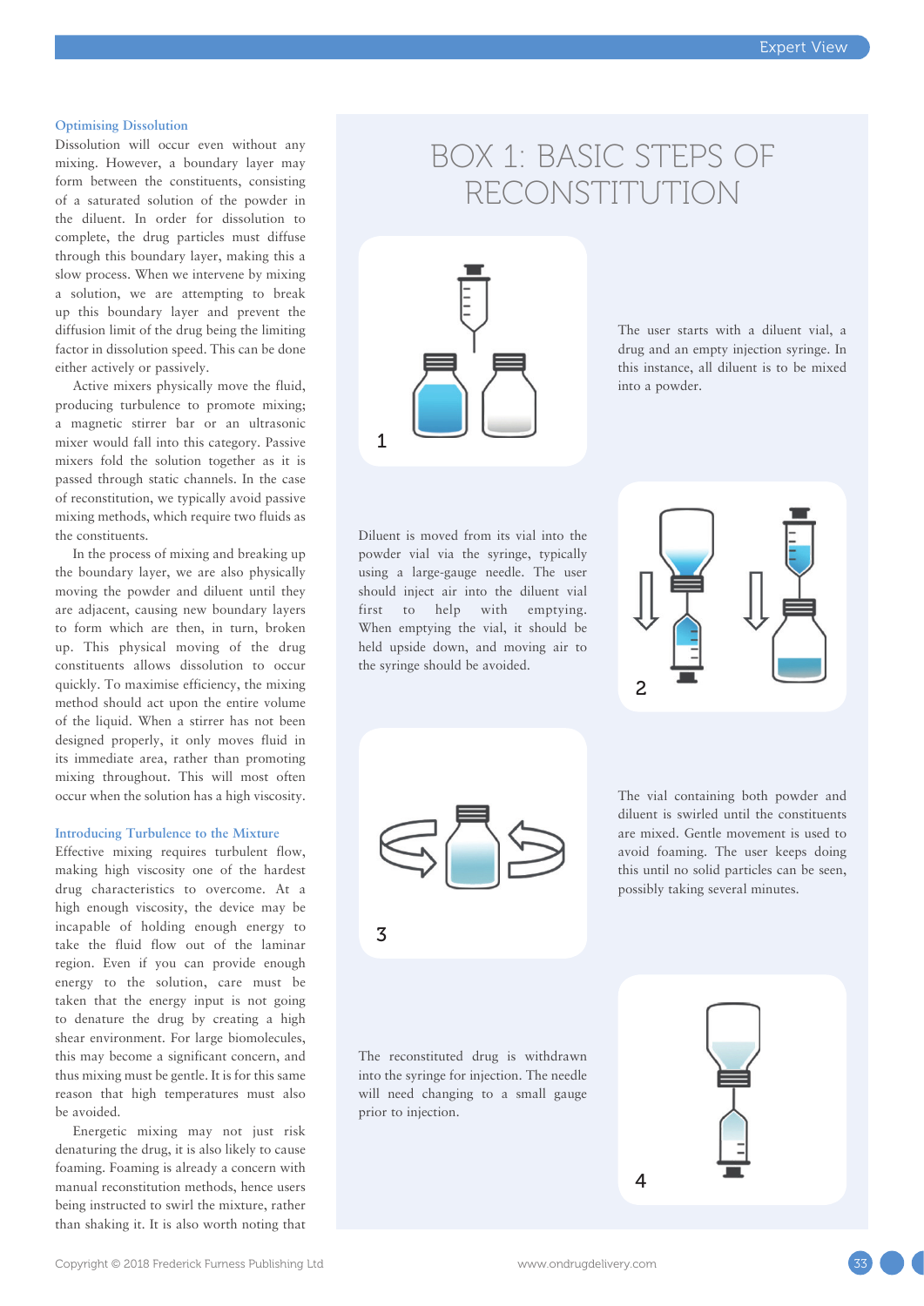### Optimising Dissolution

Dissolution will occur even without any mixing. However, a boundary layer may form between the constituents, consisting of a saturated solution of the powder in the diluent. In order for dissolution to complete, the drug particles must diffuse through this boundary layer, making this a slow process. When we intervene by mixing a solution, we are attempting to break up this boundary layer and prevent the diffusion limit of the drug being the limiting factor in dissolution speed. This can be done either actively or passively.

Active mixers physically move the fluid, producing turbulence to promote mixing; a magnetic stirrer bar or an ultrasonic mixer would fall into this category. Passive mixers fold the solution together as it is passed through static channels. In the case of reconstitution, we typically avoid passive mixing methods, which require two fluids as the constituents.

In the process of mixing and breaking up the boundary layer, we are also physically moving the powder and diluent until they are adjacent, causing new boundary layers to form which are then, in turn, broken up. This physical moving of the drug constituents allows dissolution to occur quickly. To maximise efficiency, the mixing method should act upon the entire volume of the liquid. When a stirrer has not been designed properly, it only moves fluid in its immediate area, rather than promoting mixing throughout. This will most often occur when the solution has a high viscosity.

### Introducing Turbulence to the Mixture

Effective mixing requires turbulent flow, making high viscosity one of the hardest drug characteristics to overcome. At a high enough viscosity, the device may be incapable of holding enough energy to take the fluid flow out of the laminar region. Even if you can provide enough energy to the solution, care must be taken that the energy input is not going to denature the drug by creating a high shear environment. For large biomolecules, this may become a significant concern, and thus mixing must be gentle. It is for this same reason that high temperatures must also be avoided.

Energetic mixing may not just risk denaturing the drug, it is also likely to cause foaming. Foaming is already a concern with manual reconstitution methods, hence users being instructed to swirl the mixture, rather than shaking it. It is also worth noting that

## BOX 1: BASIC STEPS OF RECONSTITUTION

1. The user starts with a diluent vial, a drug and an empty injection syringe. In this instance, all diluent is to be mixed into a powder.

2. Diluent is moved from its vial into the powder vial via the syringe, typically using a large-gauge needle. The user should inject air into the diluent vial first to help with emptying. When emptying the vial, it should be held upside down, and moving air to the syringe should be avoided.

3. The vial containing both powder and diluent is swirled until the constituents are mixed. Gentle movement is used to avoid foaming. The user keeps doing this until no solid particles can be seen, possibly taking several minutes.

4. The reconstituted drug is withdrawn into the syringe for injection. The needle will need changing to a small gauge prior to injection.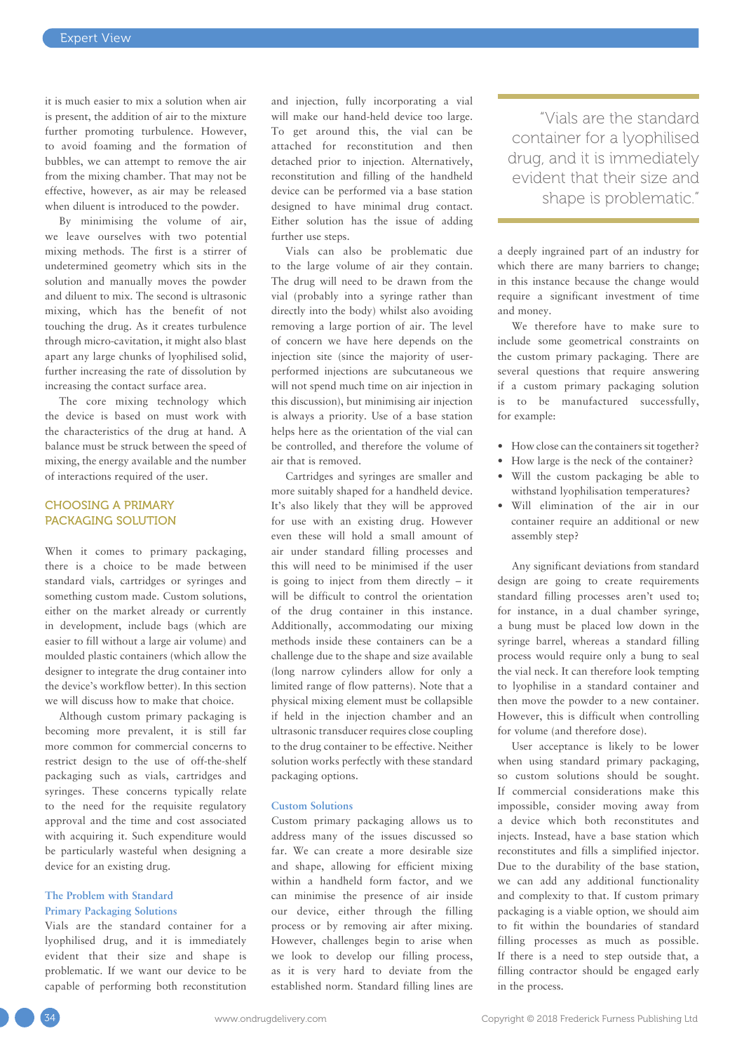it is much easier to mix a solution when air is present, the addition of air to the mixture further promoting turbulence. However, to avoid foaming and the formation of bubbles, we can attempt to remove the air from the mixing chamber. That may not be effective, however, as air may be released when diluent is introduced to the powder.

By minimising the volume of air, we leave ourselves with two potential mixing methods. The first is a stirrer of undetermined geometry which sits in the solution and manually moves the powder and diluent to mix. The second is ultrasonic mixing, which has the benefit of not touching the drug. As it creates turbulence through micro-cavitation, it might also blast apart any large chunks of lyophilised solid, further increasing the rate of dissolution by increasing the contact surface area.

The core mixing technology which the device is based on must work with the characteristics of the drug at hand. A balance must be struck between the speed of mixing, the energy available and the number of interactions required of the user.

## CHOOSING A PRIMARY PACKAGING SOLUTION

When it comes to primary packaging, there is a choice to be made between standard vials, cartridges or syringes and something custom made. Custom solutions, either on the market already or currently in development, include bags (which are easier to fill without a large air volume) and moulded plastic containers (which allow the designer to integrate the drug container into the device's workflow better). In this section we will discuss how to make that choice.

Although custom primary packaging is becoming more prevalent, it is still far more common for commercial concerns to restrict design to the use of off-the-shelf packaging such as vials, cartridges and syringes. These concerns typically relate to the need for the requisite regulatory approval and the time and cost associated with acquiring it. Such expenditure would be particularly wasteful when designing a device for an existing drug.

### The Problem with Standard Primary Packaging Solutions

Vials are the standard container for a lyophilised drug, and it is immediately evident that their size and shape is problematic. If we want our device to be capable of performing both reconstitution and injection, fully incorporating a vial will make our hand-held device too large. To get around this, the vial can be attached for reconstitution and then detached prior to injection. Alternatively, reconstitution and filling of the handheld device can be performed via a base station designed to have minimal drug contact. Either solution has the issue of adding further use steps.

Vials can also be problematic due to the large volume of air they contain. The drug will need to be drawn from the vial (probably into a syringe rather than directly into the body) whilst also avoiding removing a large portion of air. The level of concern we have here depends on the injection site (since the majority of user-performed injections are subcutaneous we will not spend much time on air injection in this discussion), but minimising air injection is always a priority. Use of a base station helps here as the orientation of the vial can be controlled, and therefore the volume of air that is removed.

Cartridges and syringes are smaller and more suitably shaped for a handheld device. It's also likely that they will be approved for use with an existing drug. However even these will hold a small amount of air under standard filling processes and this will need to be minimised if the user is going to inject from them directly – it will be difficult to control the orientation of the drug container in this instance. Additionally, accommodating our mixing methods inside these containers can be a challenge due to the shape and size available (long narrow cylinders allow for only a limited range of flow patterns). Note that a physical mixing element must be collapsible if held in the injection chamber and an ultrasonic transducer requires close coupling to the drug container to be effective. Neither solution works perfectly with these standard packaging options.

### Custom Solutions

Custom primary packaging allows us to address many of the issues discussed so far. We can create a more desirable size and shape, allowing for efficient mixing within a handheld form factor, and we can minimise the presence of air inside our device, either through the filling process or by removing air after mixing. However, challenges begin to arise when we look to develop our filling process, as it is very hard to deviate from the established norm. Standard filling lines are a deeply ingrained part of an industry for which there are many barriers to change; in this instance because the change would require a significant investment of time and money.

> "Vials are the standard container for a lyophilised drug, and it is immediately evident that their size and shape is problematic."

We therefore have to make sure to include some geometrical constraints on the custom primary packaging. There are several questions that require answering if a custom primary packaging solution is to be manufactured successfully, for example:

- How close can the containers sit together?
- How large is the neck of the container?
- Will the custom packaging be able to withstand lyophilisation temperatures?
- Will elimination of the air in our container require an additional or new assembly step?

Any significant deviations from standard design are going to create requirements standard filling processes aren't used to; for instance, in a dual chamber syringe, a bung must be placed low down in the syringe barrel, whereas a standard filling process would require only a bung to seal the vial neck. It can therefore look tempting to lyophilise in a standard container and then move the powder to a new container. However, this is difficult when controlling for volume (and therefore dose).

User acceptance is likely to be lower when using standard primary packaging, so custom solutions should be sought. If commercial considerations make this impossible, consider moving away from a device which both reconstitutes and injects. Instead, have a base station which reconstitutes and fills a simplified injector. Due to the durability of the base station, we can add any additional functionality and complexity to that. If custom primary packaging is a viable option, we should aim to fit within the boundaries of standard filling processes as much as possible. If there is a need to step outside that, a filling contractor should be engaged early in the process.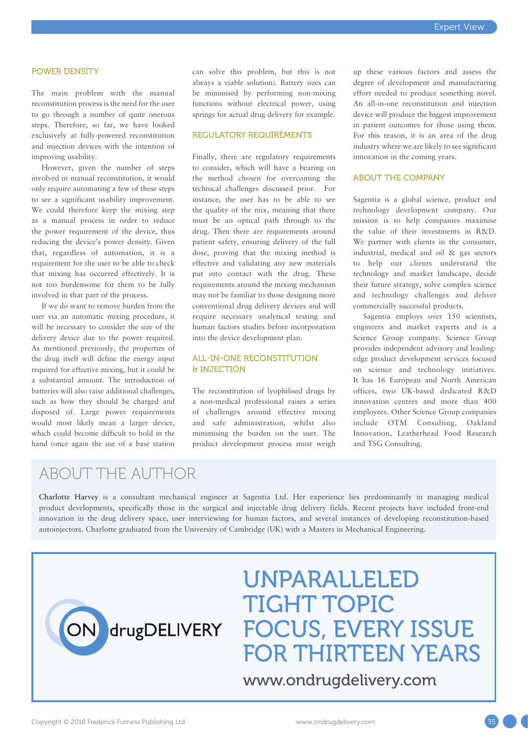## POWER DENSITY

The main problem with the manual reconstitution process is the need for the user to go through a number of quite onerous steps. Therefore, so far, we have looked exclusively at fully-powered reconstitution and injection devices with the intention of improving usability.

However, given the number of steps involved in manual reconstitution, it would only require automating a few of these steps to see a significant usability improvement. We could therefore keep the mixing step as a manual process in order to reduce the power requirement of the device, thus reducing the device's power density. Given that, regardless of automation, it is a requirement for the user to be able to check that mixing has occurred effectively. It is not too burdensome for them to be fully involved in that part of the process.

If we do want to remove burden from the user via an automatic mixing procedure, it will be necessary to consider the size of the delivery device due to the power required. As mentioned previously, the properties of the drug itself will define the energy input required for effective mixing, but it could be a substantial amount. The introduction of batteries will also raise additional challenges, such as how they should be charged and disposed of. Large power requirements would most likely mean a larger device, which could become difficult to hold in the hand (once again the use of a base station can solve this problem, but this is not always a viable solution). Battery sizes can be minimised by performing non-mixing functions without electrical power, using springs for actual drug delivery for example.

## REGULATORY REQUIREMENTS

Finally, there are regulatory requirements to consider, which will have a bearing on the method chosen for overcoming the technical challenges discussed prior. For instance, the user has to be able to see the quality of the mix, meaning that there must be an optical path through to the drug. Then there are requirements around patient safety, ensuring delivery of the full dose, proving that the mixing method is effective and validating any new materials put into contact with the drug. These requirements around the mixing mechanism may not be familiar to those designing more conventional drug delivery devices and will require necessary analytical testing and human factors studies before incorporation into the device development plan.

## ALL-IN-ONE RECONSTITUTION & INJECTION

The reconstitution of lyophilised drugs by a non-medical professional raises a series of challenges around effective mixing and safe administration, whilst also minimising the burden on the user. The product development process must weigh up these various factors and assess the degree of development and manufacturing effort needed to produce something novel. An all-in-one reconstitution and injection device will produce the biggest improvement in patient outcomes for those using them. For this reason, it is an area of the drug industry where we are likely to see significant innovation in the coming years.

## ABOUT THE COMPANY

Sagentia is a global science, product and technology development company. Our mission is to help companies maximise the value of their investments in R&D. We partner with clients in the consumer, industrial, medical and oil & gas sectors to help our clients understand the technology and market landscape, decide their future strategy, solve complex science and technology challenges and deliver commercially successful products.

Sagentia employs over 150 scientists, engineers and market experts and is a Science Group company. Science Group provides independent advisory and leading-edge product development services focused on science and technology initiatives. It has 16 European and North American offices, two UK-based dedicated R&D innovation centres and more than 400 employees. Other Science Group companies include OTM Consulting, Oakland Innovation, Leatherhead Food Research and TSG Consulting.

## ABOUT THE AUTHOR

**Charlotte Harvey** is a consultant mechanical engineer at Sagentia Ltd. Her experience lies predominantly in managing medical product developments, specifically those in the surgical and injectable drug delivery fields. Recent projects have included front-end innovation in the drug delivery space, user interviewing for human factors, and several instances of developing reconstitution-based autoinjectors. Charlotte graduated from the University of Cambridge (UK) with a Masters in Mechanical Engineering.

ON drugDELIVERY

UNPARALLELED TIGHT TOPIC FOCUS, EVERY ISSUE FOR THIRTEEN YEARS

www.ondrugdelivery.com